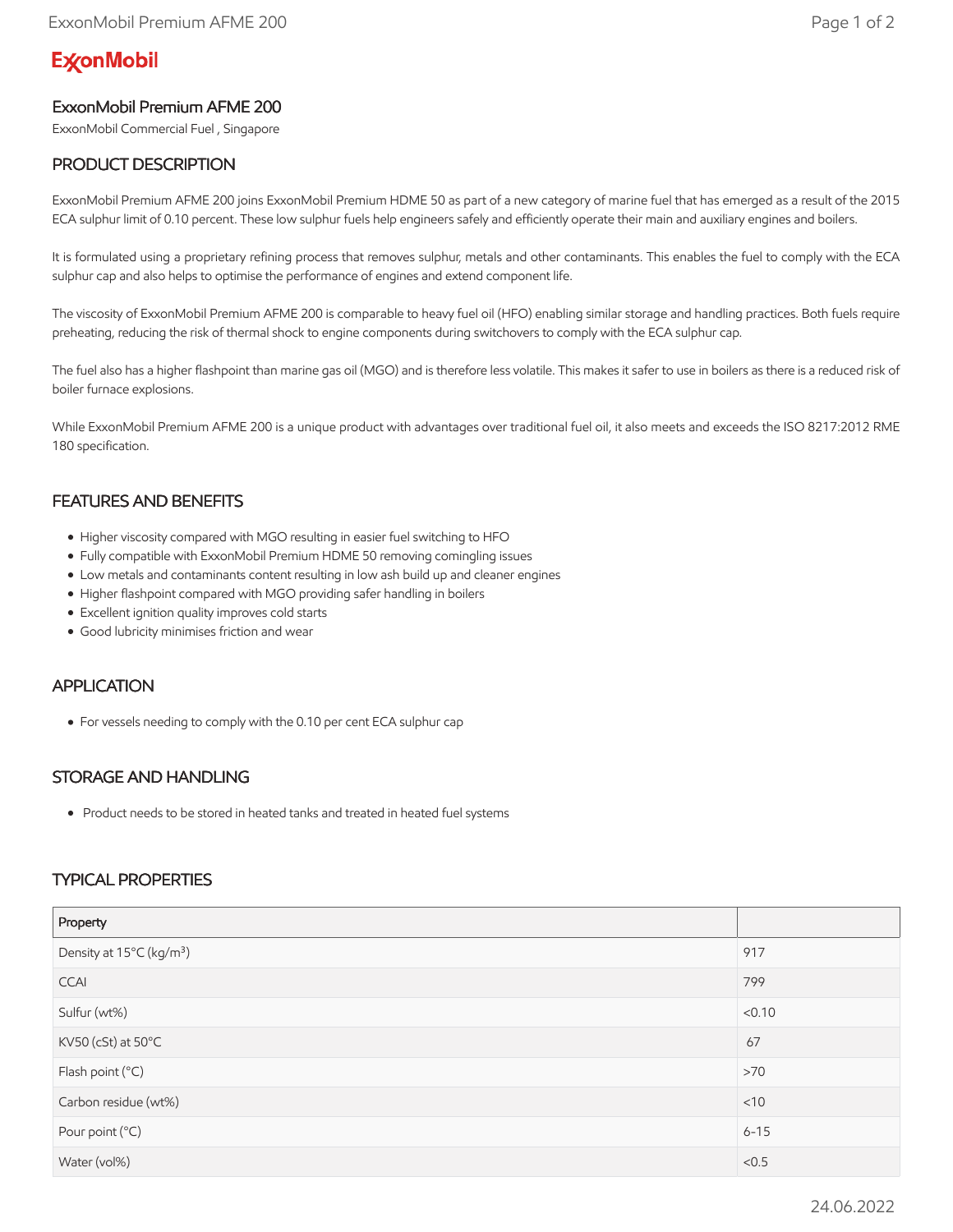# ExxonMobil

## ExxonMobil Premium AFME 200

ExxonMobil Commercial Fuel , Singapore

## PRODUCT DESCRIPTION

ExxonMobil Premium AFME 200 joins ExxonMobil Premium HDME 50 as part of a new category of marine fuel that has emerged as a result of the 2015 ECA sulphur limit of 0.10 percent. These low sulphur fuels help engineers safely and efficiently operate their main and auxiliary engines and boilers.

It is formulated using a proprietary refining process that removes sulphur, metals and other contaminants. This enables the fuel to comply with the ECA sulphur cap and also helps to optimise the performance of engines and extend component life.

The viscosity of ExxonMobil Premium AFME 200 is comparable to heavy fuel oil (HFO) enabling similar storage and handling practices. Both fuels require preheating, reducing the risk of thermal shock to engine components during switchovers to comply with the ECA sulphur cap.

The fuel also has a higher flashpoint than marine gas oil (MGO) and is therefore less volatile. This makes it safer to use in boilers as there is a reduced risk of boiler furnace explosions.

While ExxonMobil Premium AFME 200 is a unique product with advantages over traditional fuel oil, it also meets and exceeds the ISO 8217:2012 RME 180 specification.

## FEATURES AND BENEFITS

- Higher viscosity compared with MGO resulting in easier fuel switching to HFO
- Fully compatible with ExxonMobil Premium HDME 50 removing comingling issues
- Low metals and contaminants content resulting in low ash build up and cleaner engines
- Higher flashpoint compared with MGO providing safer handling in boilers
- Excellent ignition quality improves cold starts
- Good lubricity minimises friction and wear

## APPLICATION

- For vessels needing to comply with the 0.10 per cent ECA sulphur cap

## STORAGE AND HANDLING

- Product needs to be stored in heated tanks and treated in heated fuel systems

## TYPICAL PROPERTIES

| Property | |
|---|---|
| Density at 15°C (kg/m$^3$) | 917 |
| CCAI | 799 |
| Sulfur (wt%) | <0.10 |
| KV50 (cSt) at 50°C | 67 |
| Flash point (°C) | >70 |
| Carbon residue (wt%) | <10 |
| Pour point (°C) | 6-15 |
| Water (vol%) | <0.5 |

24.06.2022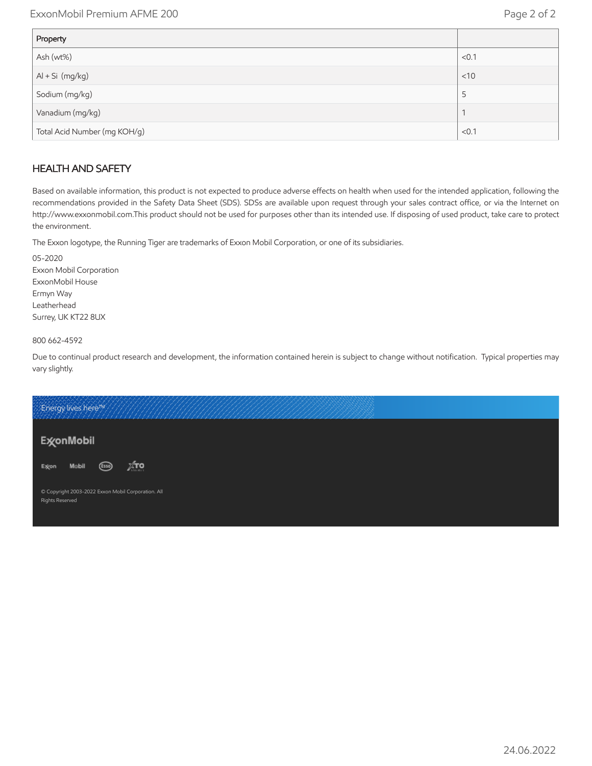| Property | |
|---|---|
| Ash (wt%) | <0.1 |
| Al + Si (mg/kg) | <10 |
| Sodium (mg/kg) | 5 |
| Vanadium (mg/kg) | 1 |
| Total Acid Number (mg KOH/g) | <0.1 |

## HEALTH AND SAFETY

Based on available information, this product is not expected to produce adverse effects on health when used for the intended application, following the recommendations provided in the Safety Data Sheet (SDS). SDSs are available upon request through your sales contract office, or via the Internet on http://www.exxonmobil.com.This product should not be used for purposes other than its intended use. If disposing of used product, take care to protect the environment.

The Exxon logotype, the Running Tiger are trademarks of Exxon Mobil Corporation, or one of its subsidiaries.

05-2020
Exxon Mobil Corporation
ExxonMobil House
Ermyn Way
Leatherhead
Surrey, UK KT22 8UX

800 662-4592

Due to continual product research and development, the information contained herein is subject to change without notification. Typical properties may vary slightly.

Energy lives here™

ExxonMobil

Exxon Mobil Esso XTO

© Copyright 2003-2022 Exxon Mobil Corporation. All Rights Reserved

24.06.2022